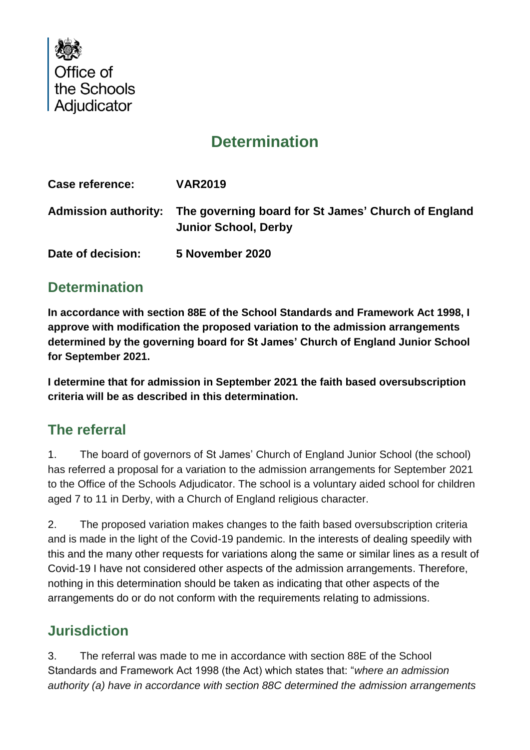Office of the Schools Adjudicator

# Determination

| | |
|---|---|
| **Case reference:** | **VAR2019** |
| **Admission authority:** | **The governing board for St James' Church of England Junior School, Derby** |
| **Date of decision:** | **5 November 2020** |

## Determination

**In accordance with section 88E of the School Standards and Framework Act 1998, I approve with modification the proposed variation to the admission arrangements determined by the governing board for St James' Church of England Junior School for September 2021.**

**I determine that for admission in September 2021 the faith based oversubscription criteria will be as described in this determination.**

## The referral

1. The board of governors of St James' Church of England Junior School (the school) has referred a proposal for a variation to the admission arrangements for September 2021 to the Office of the Schools Adjudicator. The school is a voluntary aided school for children aged 7 to 11 in Derby, with a Church of England religious character.

2. The proposed variation makes changes to the faith based oversubscription criteria and is made in the light of the Covid-19 pandemic. In the interests of dealing speedily with this and the many other requests for variations along the same or similar lines as a result of Covid-19 I have not considered other aspects of the admission arrangements. Therefore, nothing in this determination should be taken as indicating that other aspects of the arrangements do or do not conform with the requirements relating to admissions.

## Jurisdiction

3. The referral was made to me in accordance with section 88E of the School Standards and Framework Act 1998 (the Act) which states that: "*where an admission authority (a) have in accordance with section 88C determined the admission arrangements*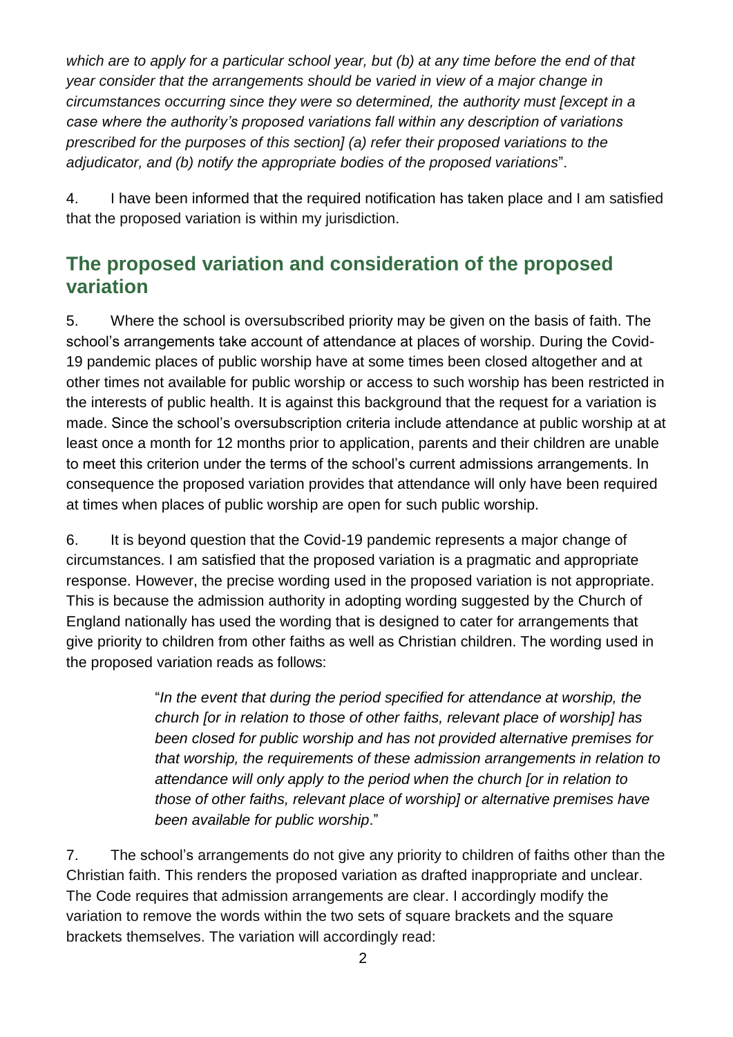*which are to apply for a particular school year, but (b) at any time before the end of that year consider that the arrangements should be varied in view of a major change in circumstances occurring since they were so determined, the authority must [except in a case where the authority's proposed variations fall within any description of variations prescribed for the purposes of this section] (a) refer their proposed variations to the adjudicator, and (b) notify the appropriate bodies of the proposed variations*".

4. I have been informed that the required notification has taken place and I am satisfied that the proposed variation is within my jurisdiction.

## The proposed variation and consideration of the proposed variation

5. Where the school is oversubscribed priority may be given on the basis of faith. The school's arrangements take account of attendance at places of worship. During the Covid-19 pandemic places of public worship have at some times been closed altogether and at other times not available for public worship or access to such worship has been restricted in the interests of public health. It is against this background that the request for a variation is made. Since the school's oversubscription criteria include attendance at public worship at at least once a month for 12 months prior to application, parents and their children are unable to meet this criterion under the terms of the school's current admissions arrangements. In consequence the proposed variation provides that attendance will only have been required at times when places of public worship are open for such public worship.

6. It is beyond question that the Covid-19 pandemic represents a major change of circumstances. I am satisfied that the proposed variation is a pragmatic and appropriate response. However, the precise wording used in the proposed variation is not appropriate. This is because the admission authority in adopting wording suggested by the Church of England nationally has used the wording that is designed to cater for arrangements that give priority to children from other faiths as well as Christian children. The wording used in the proposed variation reads as follows:

> "*In the event that during the period specified for attendance at worship, the church [or in relation to those of other faiths, relevant place of worship] has been closed for public worship and has not provided alternative premises for that worship, the requirements of these admission arrangements in relation to attendance will only apply to the period when the church [or in relation to those of other faiths, relevant place of worship] or alternative premises have been available for public worship*."

7. The school's arrangements do not give any priority to children of faiths other than the Christian faith. This renders the proposed variation as drafted inappropriate and unclear. The Code requires that admission arrangements are clear. I accordingly modify the variation to remove the words within the two sets of square brackets and the square brackets themselves. The variation will accordingly read: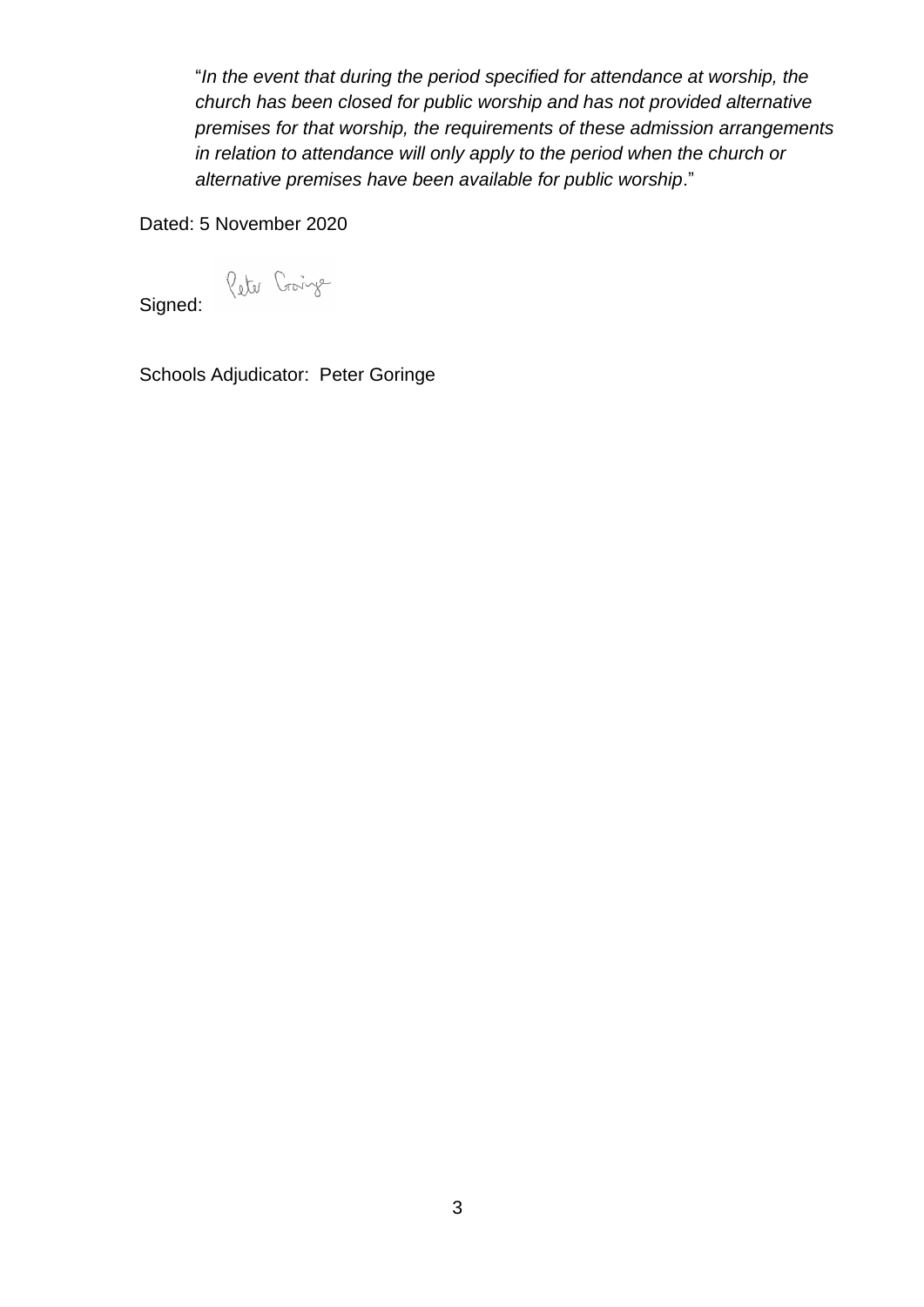"*In the event that during the period specified for attendance at worship, the church has been closed for public worship and has not provided alternative premises for that worship, the requirements of these admission arrangements in relation to attendance will only apply to the period when the church or alternative premises have been available for public worship*."

Dated: 5 November 2020

Signed:

Schools Adjudicator: Peter Goringe